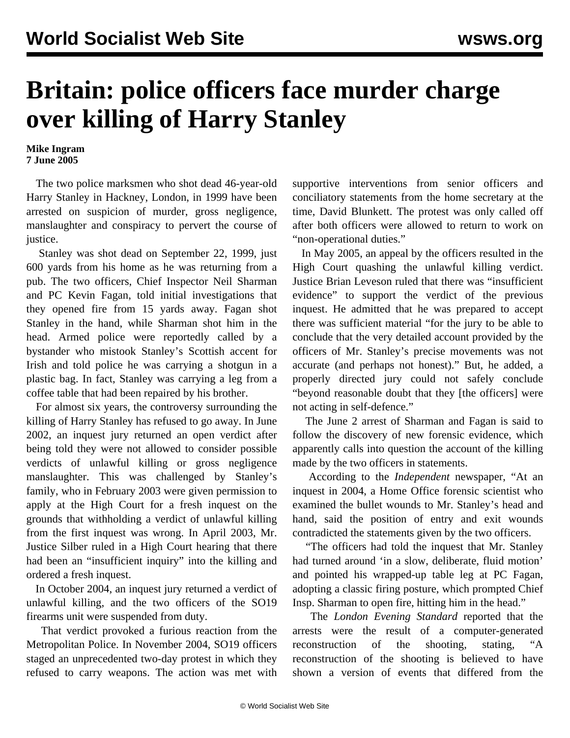# Britain: police officers face murder charge over killing of Harry Stanley

**Mike Ingram**
**7 June 2005**

The two police marksmen who shot dead 46-year-old Harry Stanley in Hackney, London, in 1999 have been arrested on suspicion of murder, gross negligence, manslaughter and conspiracy to pervert the course of justice.

Stanley was shot dead on September 22, 1999, just 600 yards from his home as he was returning from a pub. The two officers, Chief Inspector Neil Sharman and PC Kevin Fagan, told initial investigations that they opened fire from 15 yards away. Fagan shot Stanley in the hand, while Sharman shot him in the head. Armed police were reportedly called by a bystander who mistook Stanley's Scottish accent for Irish and told police he was carrying a shotgun in a plastic bag. In fact, Stanley was carrying a leg from a coffee table that had been repaired by his brother.

For almost six years, the controversy surrounding the killing of Harry Stanley has refused to go away. In June 2002, an inquest jury returned an open verdict after being told they were not allowed to consider possible verdicts of unlawful killing or gross negligence manslaughter. This was challenged by Stanley's family, who in February 2003 were given permission to apply at the High Court for a fresh inquest on the grounds that withholding a verdict of unlawful killing from the first inquest was wrong. In April 2003, Mr. Justice Silber ruled in a High Court hearing that there had been an "insufficient inquiry" into the killing and ordered a fresh inquest.

In October 2004, an inquest jury returned a verdict of unlawful killing, and the two officers of the SO19 firearms unit were suspended from duty.

That verdict provoked a furious reaction from the Metropolitan Police. In November 2004, SO19 officers staged an unprecedented two-day protest in which they refused to carry weapons. The action was met with supportive interventions from senior officers and conciliatory statements from the home secretary at the time, David Blunkett. The protest was only called off after both officers were allowed to return to work on "non-operational duties."

In May 2005, an appeal by the officers resulted in the High Court quashing the unlawful killing verdict. Justice Brian Leveson ruled that there was "insufficient evidence" to support the verdict of the previous inquest. He admitted that he was prepared to accept there was sufficient material "for the jury to be able to conclude that the very detailed account provided by the officers of Mr. Stanley's precise movements was not accurate (and perhaps not honest)." But, he added, a properly directed jury could not safely conclude "beyond reasonable doubt that they [the officers] were not acting in self-defence."

The June 2 arrest of Sharman and Fagan is said to follow the discovery of new forensic evidence, which apparently calls into question the account of the killing made by the two officers in statements.

According to the *Independent* newspaper, "At an inquest in 2004, a Home Office forensic scientist who examined the bullet wounds to Mr. Stanley's head and hand, said the position of entry and exit wounds contradicted the statements given by the two officers.

"The officers had told the inquest that Mr. Stanley had turned around 'in a slow, deliberate, fluid motion' and pointed his wrapped-up table leg at PC Fagan, adopting a classic firing posture, which prompted Chief Insp. Sharman to open fire, hitting him in the head."

The *London Evening Standard* reported that the arrests were the result of a computer-generated reconstruction of the shooting, stating, "A reconstruction of the shooting is believed to have shown a version of events that differed from the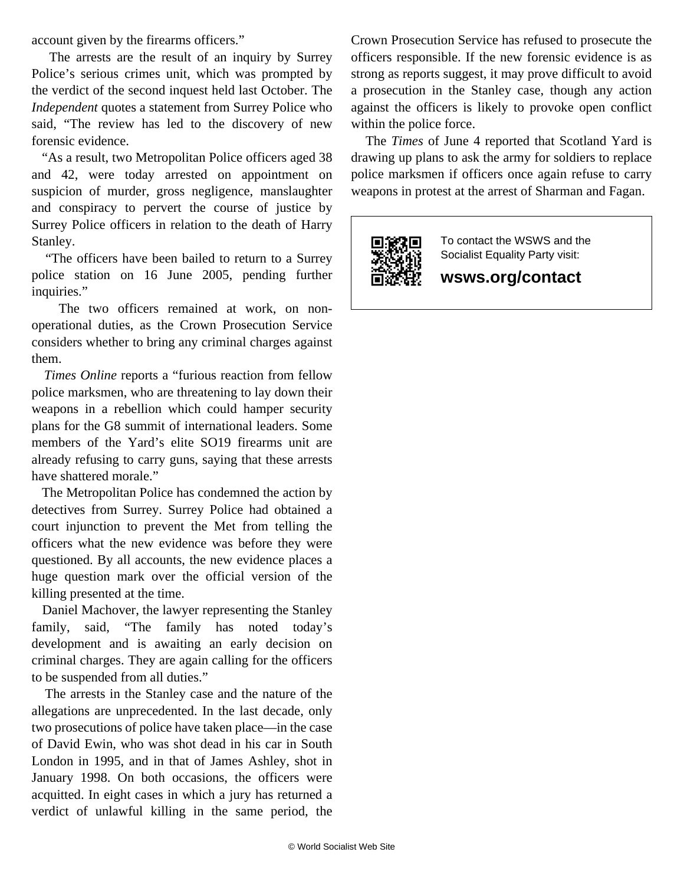account given by the firearms officers."

The arrests are the result of an inquiry by Surrey Police's serious crimes unit, which was prompted by the verdict of the second inquest held last October. The *Independent* quotes a statement from Surrey Police who said, "The review has led to the discovery of new forensic evidence.

"As a result, two Metropolitan Police officers aged 38 and 42, were today arrested on appointment on suspicion of murder, gross negligence, manslaughter and conspiracy to pervert the course of justice by Surrey Police officers in relation to the death of Harry Stanley.

"The officers have been bailed to return to a Surrey police station on 16 June 2005, pending further inquiries."

The two officers remained at work, on non-operational duties, as the Crown Prosecution Service considers whether to bring any criminal charges against them.

*Times Online* reports a "furious reaction from fellow police marksmen, who are threatening to lay down their weapons in a rebellion which could hamper security plans for the G8 summit of international leaders. Some members of the Yard's elite SO19 firearms unit are already refusing to carry guns, saying that these arrests have shattered morale."

The Metropolitan Police has condemned the action by detectives from Surrey. Surrey Police had obtained a court injunction to prevent the Met from telling the officers what the new evidence was before they were questioned. By all accounts, the new evidence places a huge question mark over the official version of the killing presented at the time.

Daniel Machover, the lawyer representing the Stanley family, said, "The family has noted today's development and is awaiting an early decision on criminal charges. They are again calling for the officers to be suspended from all duties."

The arrests in the Stanley case and the nature of the allegations are unprecedented. In the last decade, only two prosecutions of police have taken place—in the case of David Ewin, who was shot dead in his car in South London in 1995, and in that of James Ashley, shot in January 1998. On both occasions, the officers were acquitted. In eight cases in which a jury has returned a verdict of unlawful killing in the same period, the Crown Prosecution Service has refused to prosecute the officers responsible. If the new forensic evidence is as strong as reports suggest, it may prove difficult to avoid a prosecution in the Stanley case, though any action against the officers is likely to provoke open conflict within the police force.

The *Times* of June 4 reported that Scotland Yard is drawing up plans to ask the army for soldiers to replace police marksmen if officers once again refuse to carry weapons in protest at the arrest of Sharman and Fagan.

To contact the WSWS and the Socialist Equality Party visit:

**wsws.org/contact**